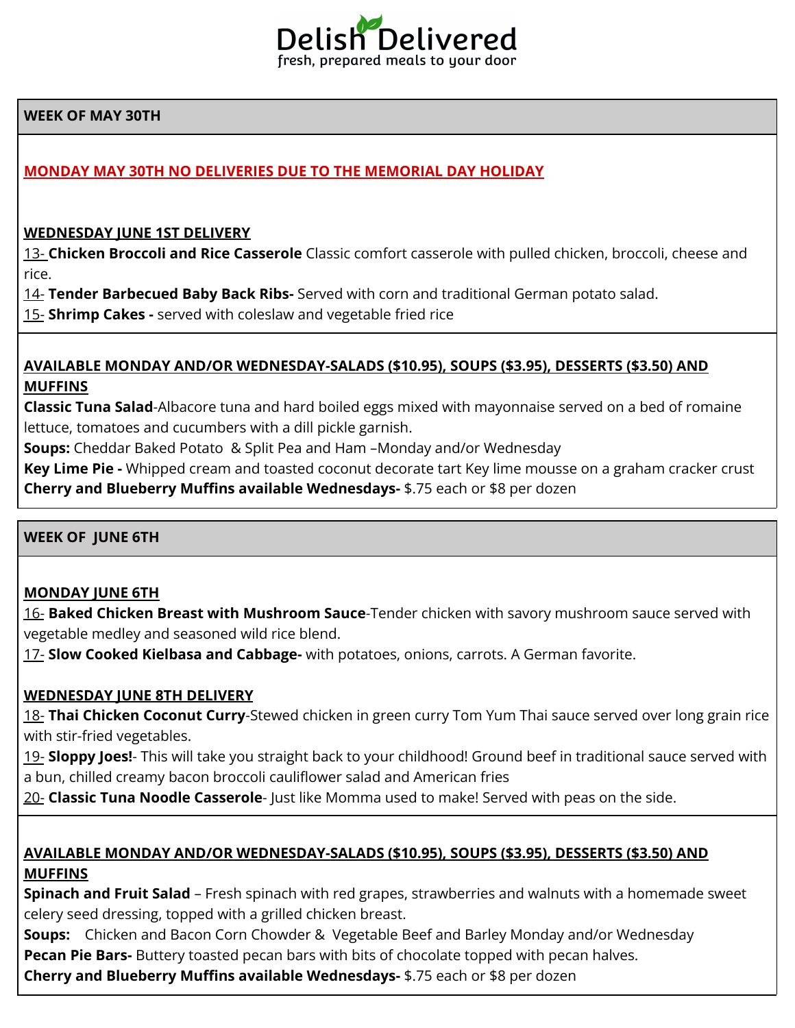# Delish Delivered

fresh, prepared meals to your door

## WEEK OF MAY 30TH

**MONDAY MAY 30TH NO DELIVERIES DUE TO THE MEMORIAL DAY HOLIDAY**

**WEDNESDAY JUNE 1ST DELIVERY**

13- **Chicken Broccoli and Rice Casserole** Classic comfort casserole with pulled chicken, broccoli, cheese and rice.

14- **Tender Barbecued Baby Back Ribs-** Served with corn and traditional German potato salad.

15- **Shrimp Cakes -** served with coleslaw and vegetable fried rice

**AVAILABLE MONDAY AND/OR WEDNESDAY-SALADS ($10.95), SOUPS ($3.95), DESSERTS ($3.50) AND MUFFINS**

**Classic Tuna Salad**-Albacore tuna and hard boiled eggs mixed with mayonnaise served on a bed of romaine lettuce, tomatoes and cucumbers with a dill pickle garnish.

**Soups:** Cheddar Baked Potato & Split Pea and Ham –Monday and/or Wednesday

**Key Lime Pie -** Whipped cream and toasted coconut decorate tart Key lime mousse on a graham cracker crust

**Cherry and Blueberry Muffins available Wednesdays-** $.75 each or $8 per dozen

## WEEK OF JUNE 6TH

**MONDAY JUNE 6TH**

16- **Baked Chicken Breast with Mushroom Sauce**-Tender chicken with savory mushroom sauce served with vegetable medley and seasoned wild rice blend.

17- **Slow Cooked Kielbasa and Cabbage-** with potatoes, onions, carrots. A German favorite.

**WEDNESDAY JUNE 8TH DELIVERY**

18- **Thai Chicken Coconut Curry**-Stewed chicken in green curry Tom Yum Thai sauce served over long grain rice with stir-fried vegetables.

19- **Sloppy Joes!**- This will take you straight back to your childhood! Ground beef in traditional sauce served with a bun, chilled creamy bacon broccoli cauliflower salad and American fries

20- **Classic Tuna Noodle Casserole**- Just like Momma used to make! Served with peas on the side.

**AVAILABLE MONDAY AND/OR WEDNESDAY-SALADS ($10.95), SOUPS ($3.95), DESSERTS ($3.50) AND MUFFINS**

**Spinach and Fruit Salad** – Fresh spinach with red grapes, strawberries and walnuts with a homemade sweet celery seed dressing, topped with a grilled chicken breast.

**Soups:** Chicken and Bacon Corn Chowder & Vegetable Beef and Barley Monday and/or Wednesday

**Pecan Pie Bars-** Buttery toasted pecan bars with bits of chocolate topped with pecan halves.

**Cherry and Blueberry Muffins available Wednesdays-** $.75 each or $8 per dozen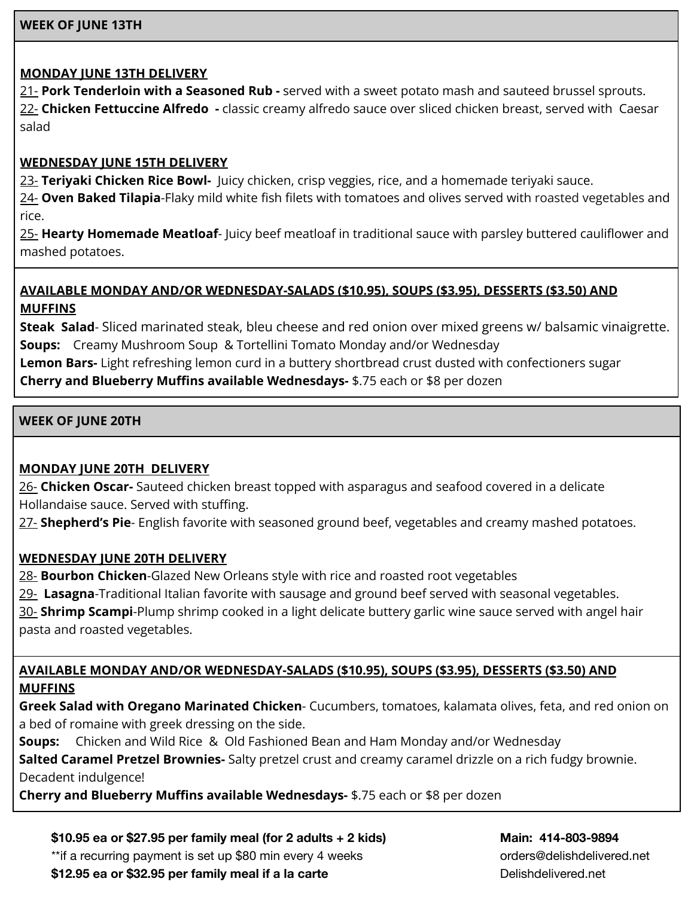## WEEK OF JUNE 13TH

**MONDAY JUNE 13TH DELIVERY**

21- **Pork Tenderloin with a Seasoned Rub -** served with a sweet potato mash and sauteed brussel sprouts.
22- **Chicken Fettuccine Alfredo -** classic creamy alfredo sauce over sliced chicken breast, served with Caesar salad

**WEDNESDAY JUNE 15TH DELIVERY**

23- **Teriyaki Chicken Rice Bowl-** Juicy chicken, crisp veggies, rice, and a homemade teriyaki sauce.
24- **Oven Baked Tilapia**-Flaky mild white fish filets with tomatoes and olives served with roasted vegetables and rice.
25- **Hearty Homemade Meatloaf**- Juicy beef meatloaf in traditional sauce with parsley buttered cauliflower and mashed potatoes.

**AVAILABLE MONDAY AND/OR WEDNESDAY-SALADS ($10.95), SOUPS ($3.95), DESSERTS ($3.50) AND MUFFINS**

**Steak Salad**- Sliced marinated steak, bleu cheese and red onion over mixed greens w/ balsamic vinaigrette.
**Soups:** Creamy Mushroom Soup & Tortellini Tomato Monday and/or Wednesday
**Lemon Bars-** Light refreshing lemon curd in a buttery shortbread crust dusted with confectioners sugar
**Cherry and Blueberry Muffins available Wednesdays-** $.75 each or $8 per dozen

## WEEK OF JUNE 20TH

**MONDAY JUNE 20TH DELIVERY**

26- **Chicken Oscar-** Sauteed chicken breast topped with asparagus and seafood covered in a delicate Hollandaise sauce. Served with stuffing.
27- **Shepherd's Pie**- English favorite with seasoned ground beef, vegetables and creamy mashed potatoes.

**WEDNESDAY JUNE 20TH DELIVERY**

28- **Bourbon Chicken**-Glazed New Orleans style with rice and roasted root vegetables
29- **Lasagna**-Traditional Italian favorite with sausage and ground beef served with seasonal vegetables.
30- **Shrimp Scampi**-Plump shrimp cooked in a light delicate buttery garlic wine sauce served with angel hair pasta and roasted vegetables.

**AVAILABLE MONDAY AND/OR WEDNESDAY-SALADS ($10.95), SOUPS ($3.95), DESSERTS ($3.50) AND MUFFINS**

**Greek Salad with Oregano Marinated Chicken**- Cucumbers, tomatoes, kalamata olives, feta, and red onion on a bed of romaine with greek dressing on the side.
**Soups:** Chicken and Wild Rice & Old Fashioned Bean and Ham Monday and/or Wednesday
**Salted Caramel Pretzel Brownies-** Salty pretzel crust and creamy caramel drizzle on a rich fudgy brownie. Decadent indulgence!
**Cherry and Blueberry Muffins available Wednesdays-** $.75 each or $8 per dozen

**$10.95 ea or $27.95 per family meal (for 2 adults + 2 kids)**
**if a recurring payment is set up $80 min every 4 weeks
**$12.95 ea or $32.95 per family meal if a la carte**

**Main: 414-803-9894**
orders@delishdelivered.net
Delishdelivered.net